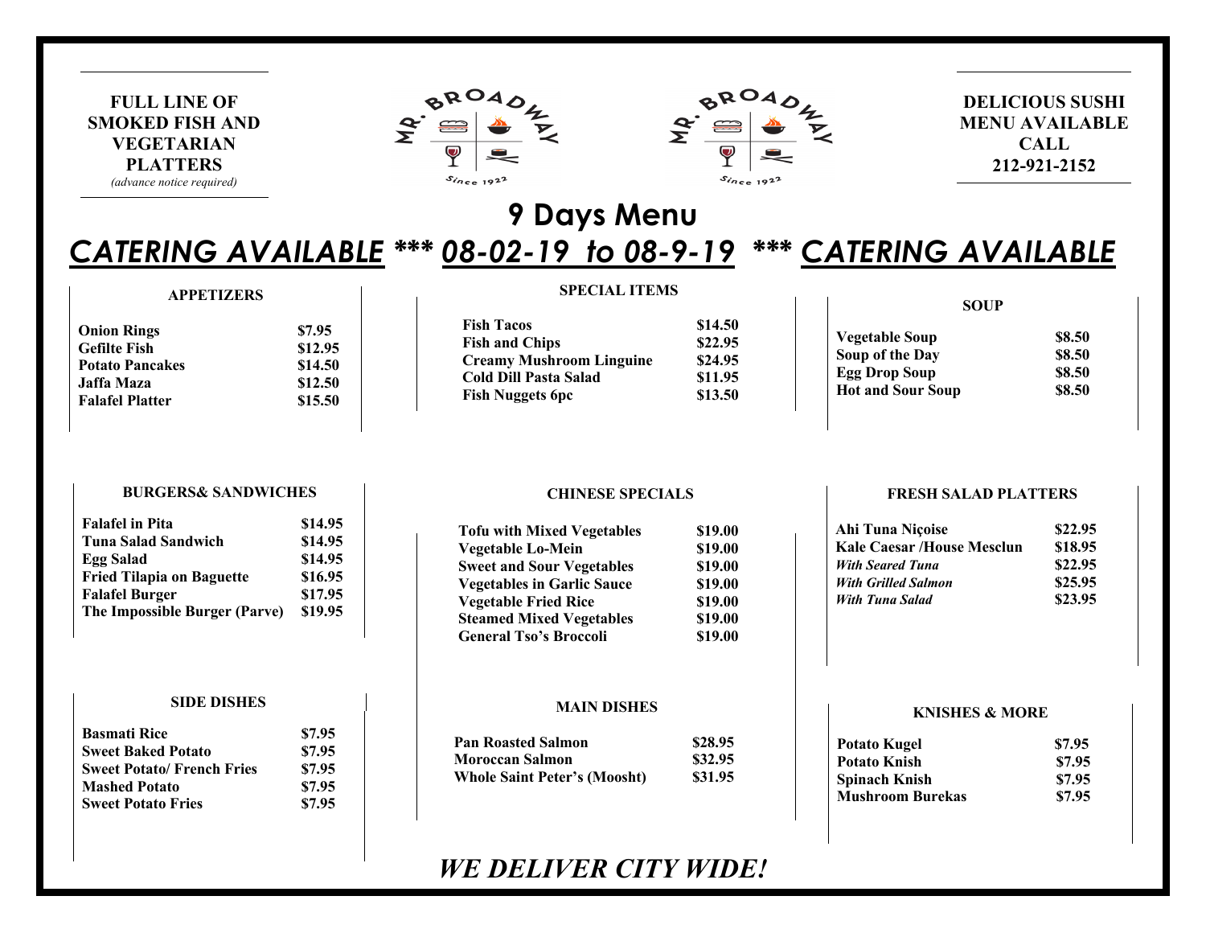**FULL LINE OF SMOKED FISH AND VEGETARIAN PLATTERS**
*(advance notice required)*

**DELICIOUS SUSHI MENU AVAILABLE CALL 212-921-2152**

# 9 Days Menu

## *CATERING AVAILABLE \*\*\* 08-02-19 to 08-9-19 \*\*\* CATERING AVAILABLE*

### APPETIZERS

| Item | Price |
|---|---|
| Onion Rings | $7.95 |
| Gefilte Fish | $12.95 |
| Potato Pancakes | $14.50 |
| Jaffa Maza | $12.50 |
| Falafel Platter | $15.50 |

### SPECIAL ITEMS

| Item | Price |
|---|---|
| Fish Tacos | $14.50 |
| Fish and Chips | $22.95 |
| Creamy Mushroom Linguine | $24.95 |
| Cold Dill Pasta Salad | $11.95 |
| Fish Nuggets 6pc | $13.50 |

### SOUP

| Item | Price |
|---|---|
| Vegetable Soup | $8.50 |
| Soup of the Day | $8.50 |
| Egg Drop Soup | $8.50 |
| Hot and Sour Soup | $8.50 |

### BURGERS& SANDWICHES

| Item | Price |
|---|---|
| Falafel in Pita | $14.95 |
| Tuna Salad Sandwich | $14.95 |
| Egg Salad | $14.95 |
| Fried Tilapia on Baguette | $16.95 |
| Falafel Burger | $17.95 |
| The Impossible Burger (Parve) | $19.95 |

### CHINESE SPECIALS

| Item | Price |
|---|---|
| Tofu with Mixed Vegetables | $19.00 |
| Vegetable Lo-Mein | $19.00 |
| Sweet and Sour Vegetables | $19.00 |
| Vegetables in Garlic Sauce | $19.00 |
| Vegetable Fried Rice | $19.00 |
| Steamed Mixed Vegetables | $19.00 |
| General Tso's Broccoli | $19.00 |

### FRESH SALAD PLATTERS

| Item | Price |
|---|---|
| Ahi Tuna Niçoise | $22.95 |
| Kale Caesar /House Mesclun | $18.95 |
| *With Seared Tuna* | $22.95 |
| *With Grilled Salmon* | $25.95 |
| *With Tuna Salad* | $23.95 |

### SIDE DISHES

| Item | Price |
|---|---|
| Basmati Rice | $7.95 |
| Sweet Baked Potato | $7.95 |
| Sweet Potato/ French Fries | $7.95 |
| Mashed Potato | $7.95 |
| Sweet Potato Fries | $7.95 |

### MAIN DISHES

| Item | Price |
|---|---|
| Pan Roasted Salmon | $28.95 |
| Moroccan Salmon | $32.95 |
| Whole Saint Peter's (Moosht) | $31.95 |

### KNISHES & MORE

| Item | Price |
|---|---|
| Potato Kugel | $7.95 |
| Potato Knish | $7.95 |
| Spinach Knish | $7.95 |
| Mushroom Burekas | $7.95 |

## *WE DELIVER CITY WIDE!*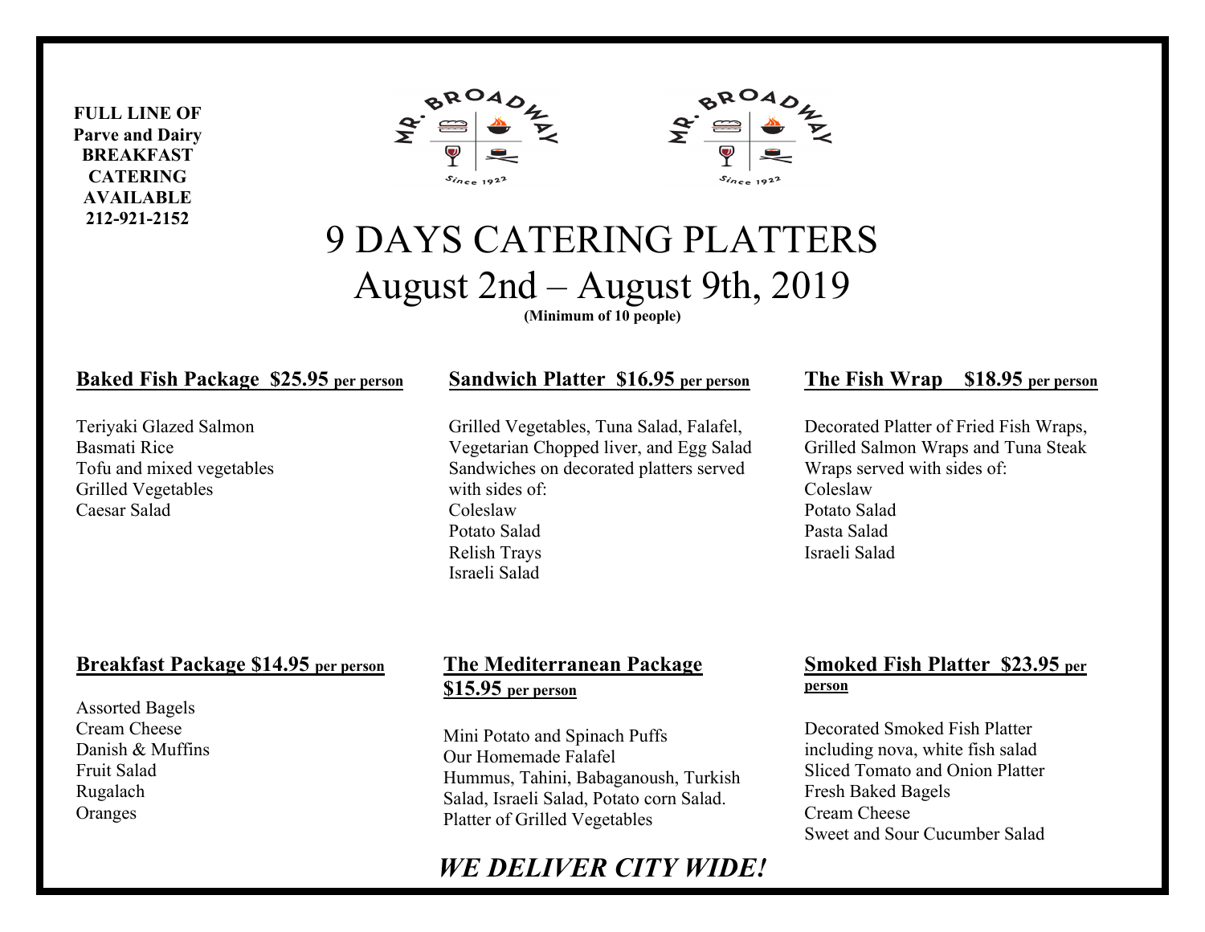**FULL LINE OF**
**Parve and Dairy**
**BREAKFAST**
**CATERING**
**AVAILABLE**
**212-921-2152**

# 9 DAYS CATERING PLATTERS

# August 2nd – August 9th, 2019

**(Minimum of 10 people)**

### **Baked Fish Package $25.95 per person**

Teriyaki Glazed Salmon
Basmati Rice
Tofu and mixed vegetables
Grilled Vegetables
Caesar Salad

### **Sandwich Platter $16.95 per person**

Grilled Vegetables, Tuna Salad, Falafel, Vegetarian Chopped liver, and Egg Salad Sandwiches on decorated platters served with sides of:
Coleslaw
Potato Salad
Relish Trays
Israeli Salad

### **The Fish Wrap $18.95 per person**

Decorated Platter of Fried Fish Wraps, Grilled Salmon Wraps and Tuna Steak Wraps served with sides of:
Coleslaw
Potato Salad
Pasta Salad
Israeli Salad

### **Breakfast Package $14.95 per person**

Assorted Bagels
Cream Cheese
Danish & Muffins
Fruit Salad
Rugalach
Oranges

### **The Mediterranean Package $15.95 per person**

Mini Potato and Spinach Puffs
Our Homemade Falafel
Hummus, Tahini, Babaganoush, Turkish Salad, Israeli Salad, Potato corn Salad.
Platter of Grilled Vegetables

### **Smoked Fish Platter $23.95 per person**

Decorated Smoked Fish Platter including nova, white fish salad
Sliced Tomato and Onion Platter
Fresh Baked Bagels
Cream Cheese
Sweet and Sour Cucumber Salad

***WE DELIVER CITY WIDE!***